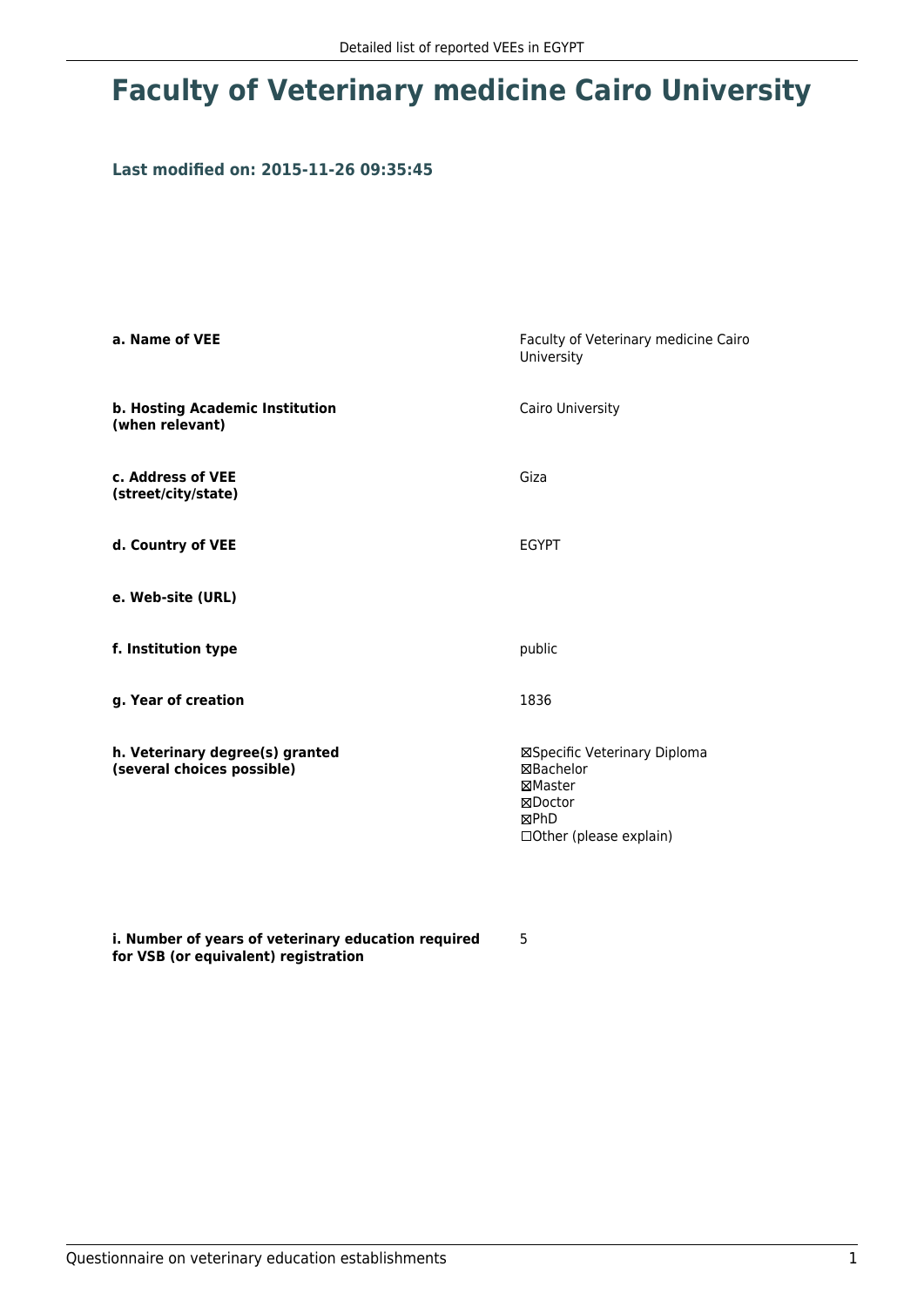# Faculty of Veterinary medicine Cairo University

### Last modified on: 2015-11-26 09:35:45

| | |
|---|---|
| **a. Name of VEE** | Faculty of Veterinary medicine Cairo University |
| **b. Hosting Academic Institution (when relevant)** | Cairo University |
| **c. Address of VEE (street/city/state)** | Giza |
| **d. Country of VEE** | EGYPT |
| **e. Web-site (URL)** | |
| **f. Institution type** | public |
| **g. Year of creation** | 1836 |
| **h. Veterinary degree(s) granted (several choices possible)** | ☒Specific Veterinary Diploma<br>☒Bachelor<br>☒Master<br>☒Doctor<br>☒PhD<br>☐Other (please explain) |
| **i. Number of years of veterinary education required for VSB (or equivalent) registration** | 5 |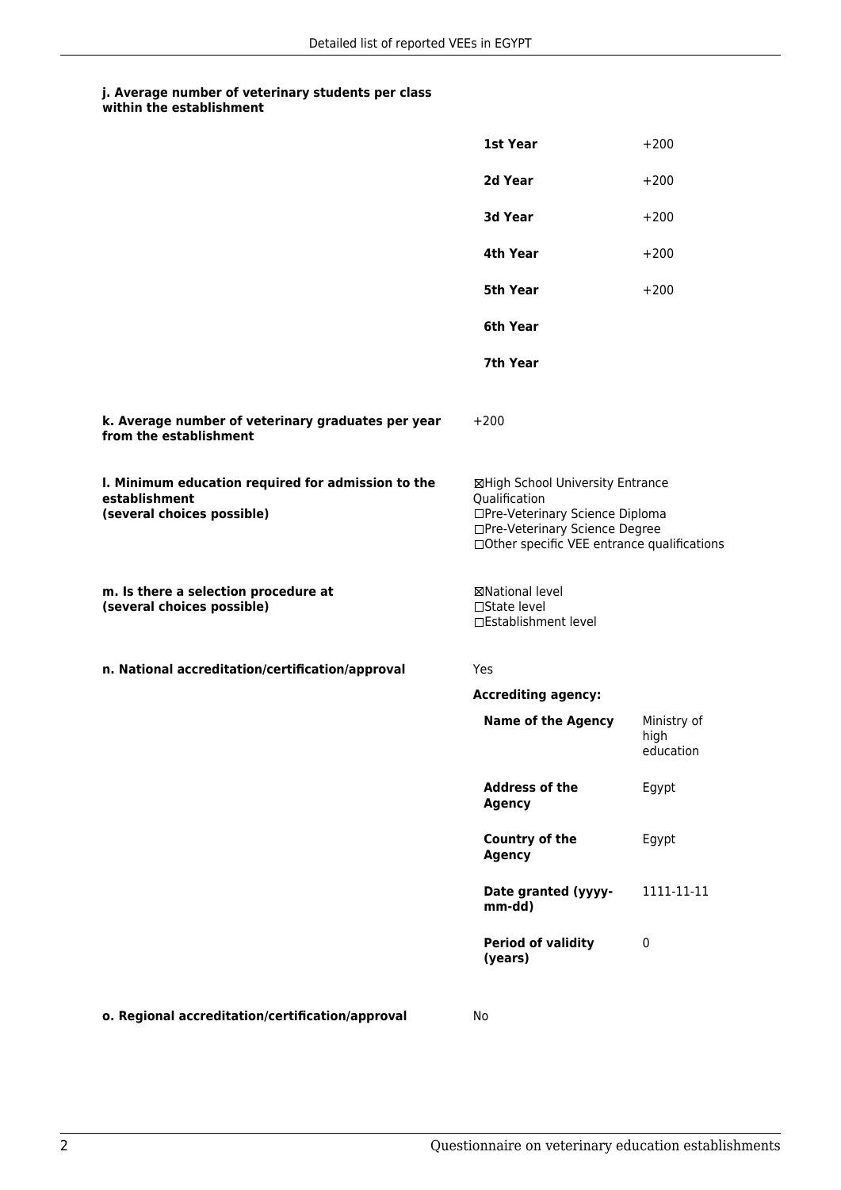**j. Average number of veterinary students per class within the establishment**

| | |
|---|---|
| **1st Year** | +200 |
| **2d Year** | +200 |
| **3d Year** | +200 |
| **4th Year** | +200 |
| **5th Year** | +200 |
| **6th Year** | |
| **7th Year** | |

**k. Average number of veterinary graduates per year from the establishment**

+200

**l. Minimum education required for admission to the establishment (several choices possible)**

☒High School University Entrance Qualification
☐Pre-Veterinary Science Diploma
☐Pre-Veterinary Science Degree
☐Other specific VEE entrance qualifications

**m. Is there a selection procedure at (several choices possible)**

☒National level
☐State level
☐Establishment level

**n. National accreditation/certification/approval**

Yes

**Accrediting agency:**

| | |
|---|---|
| **Name of the Agency** | Ministry of high education |
| **Address of the Agency** | Egypt |
| **Country of the Agency** | Egypt |
| **Date granted (yyyy-mm-dd)** | 1111-11-11 |
| **Period of validity (years)** | 0 |

**o. Regional accreditation/certification/approval**

No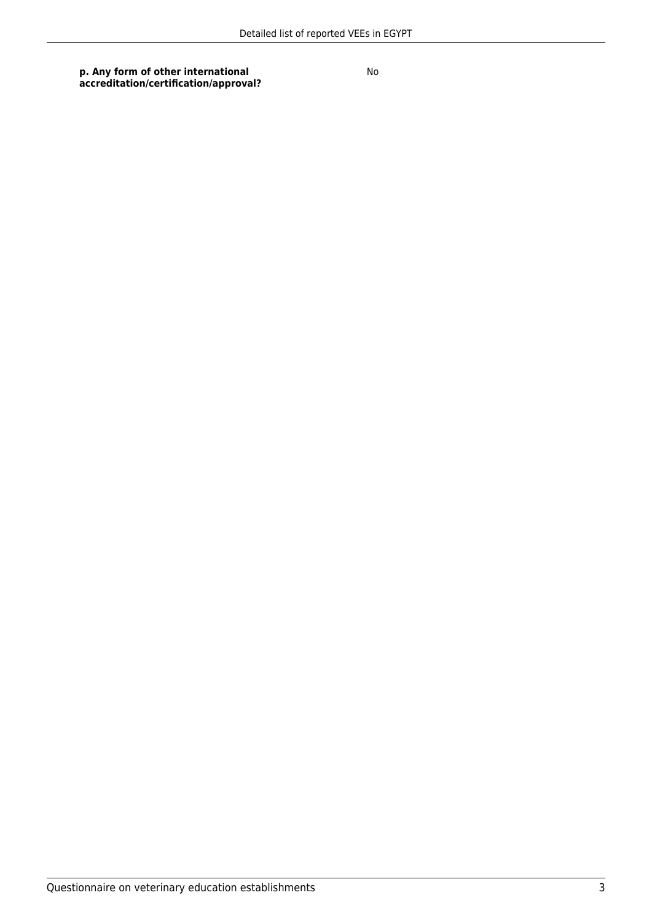| | |
|---|---|
| **p. Any form of other international accreditation/certification/approval?** | No |